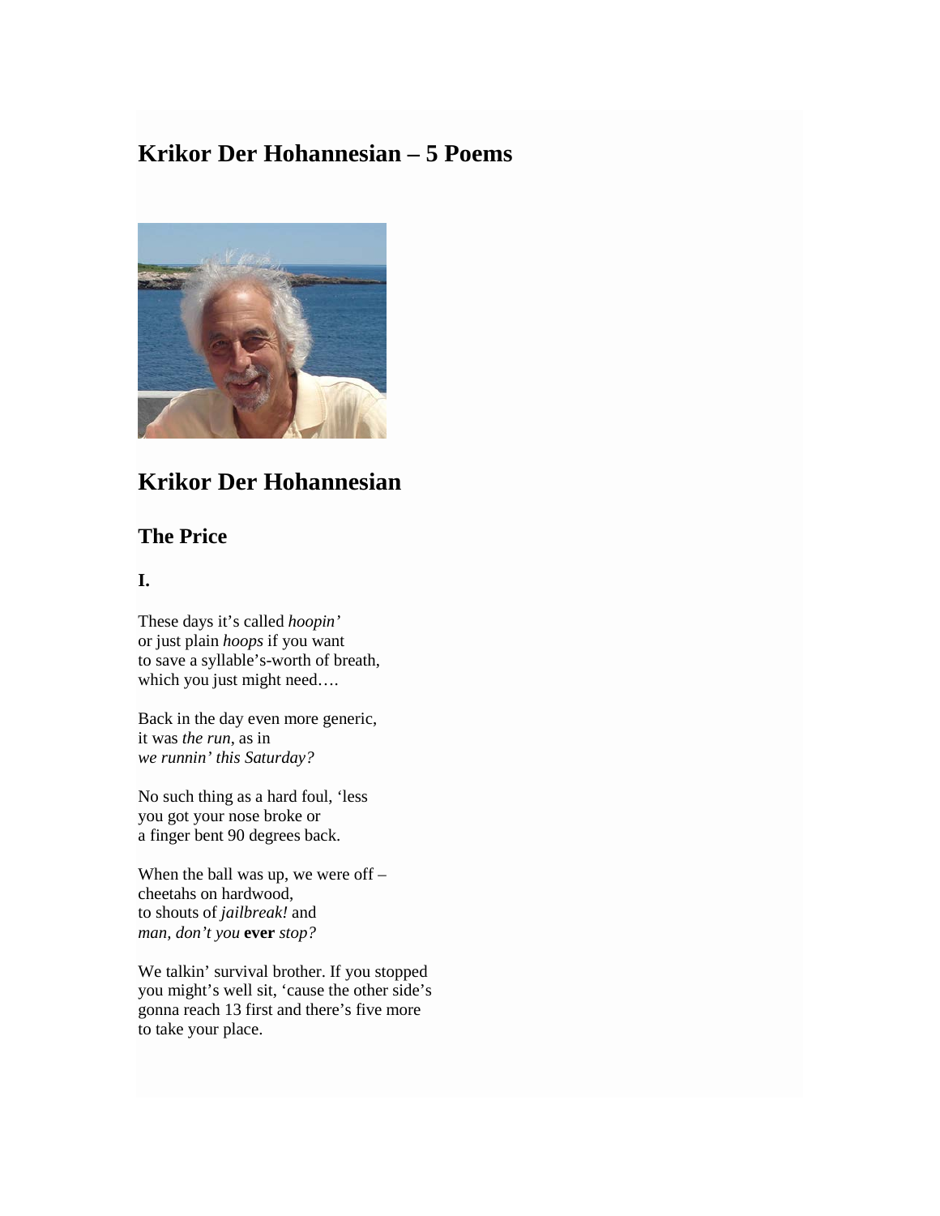# Krikor Der Hohannesian – 5 Poems

## Krikor Der Hohannesian

### The Price

**I.**

These days it's called *hoopin'*
or just plain *hoops* if you want
to save a syllable's-worth of breath,
which you just might need….

Back in the day even more generic,
it was *the run*, as in
*we runnin' this Saturday?*

No such thing as a hard foul, 'less
you got your nose broke or
a finger bent 90 degrees back.

When the ball was up, we were off –
cheetahs on hardwood,
to shouts of *jailbreak!* and
*man, don't you* **ever** *stop?*

We talkin' survival brother. If you stopped
you might's well sit, 'cause the other side's
gonna reach 13 first and there's five more
to take your place.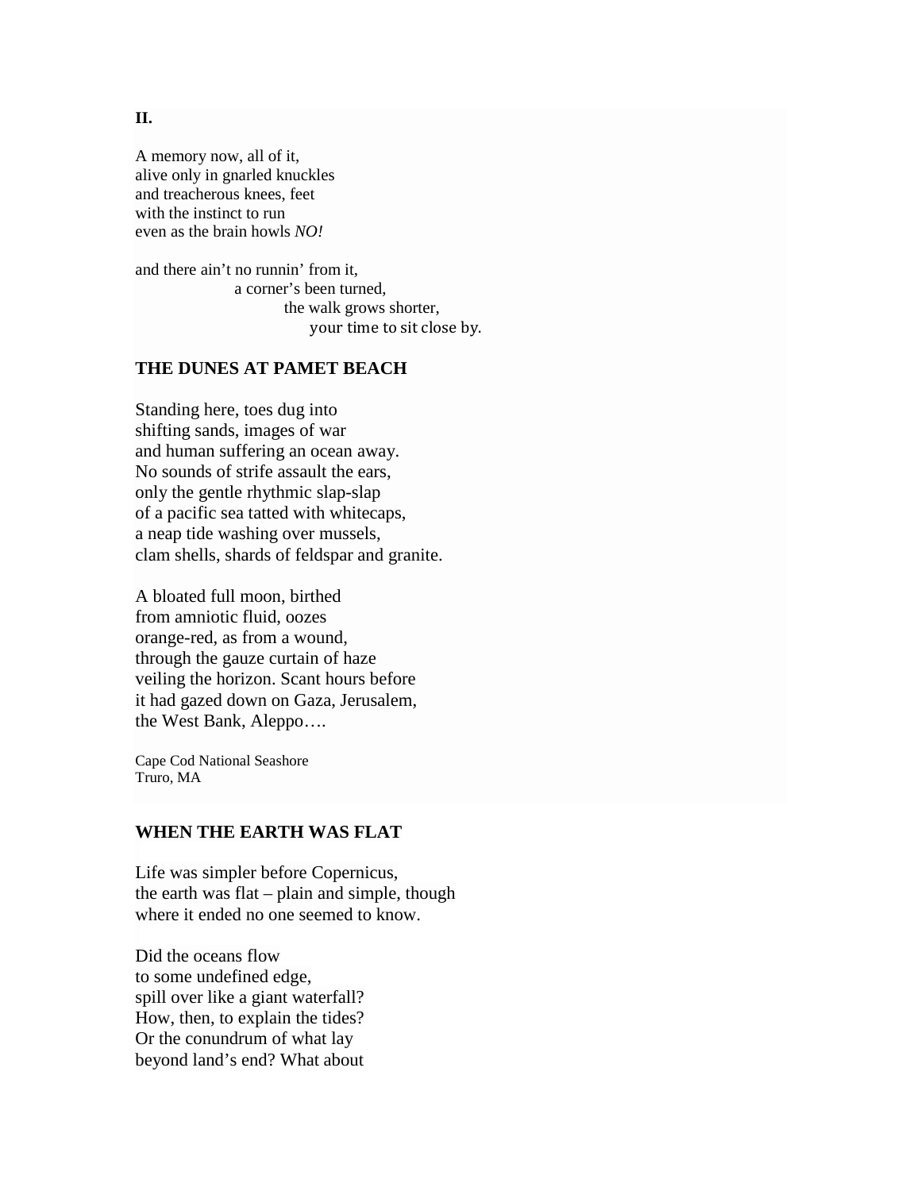**II.**

A memory now, all of it,
alive only in gnarled knuckles
and treacherous knees, feet
with the instinct to run
even as the brain howls *NO!*

and there ain't no runnin' from it,
                    a corner's been turned,
                              the walk grows shorter,
                                   your time to sit close by.

### THE DUNES AT PAMET BEACH

Standing here, toes dug into
shifting sands, images of war
and human suffering an ocean away.
No sounds of strife assault the ears,
only the gentle rhythmic slap-slap
of a pacific sea tatted with whitecaps,
a neap tide washing over mussels,
clam shells, shards of feldspar and granite.

A bloated full moon, birthed
from amniotic fluid, oozes
orange-red, as from a wound,
through the gauze curtain of haze
veiling the horizon. Scant hours before
it had gazed down on Gaza, Jerusalem,
the West Bank, Aleppo….

Cape Cod National Seashore
Truro, MA

### WHEN THE EARTH WAS FLAT

Life was simpler before Copernicus,
the earth was flat – plain and simple, though
where it ended no one seemed to know.

Did the oceans flow
to some undefined edge,
spill over like a giant waterfall?
How, then, to explain the tides?
Or the conundrum of what lay
beyond land's end? What about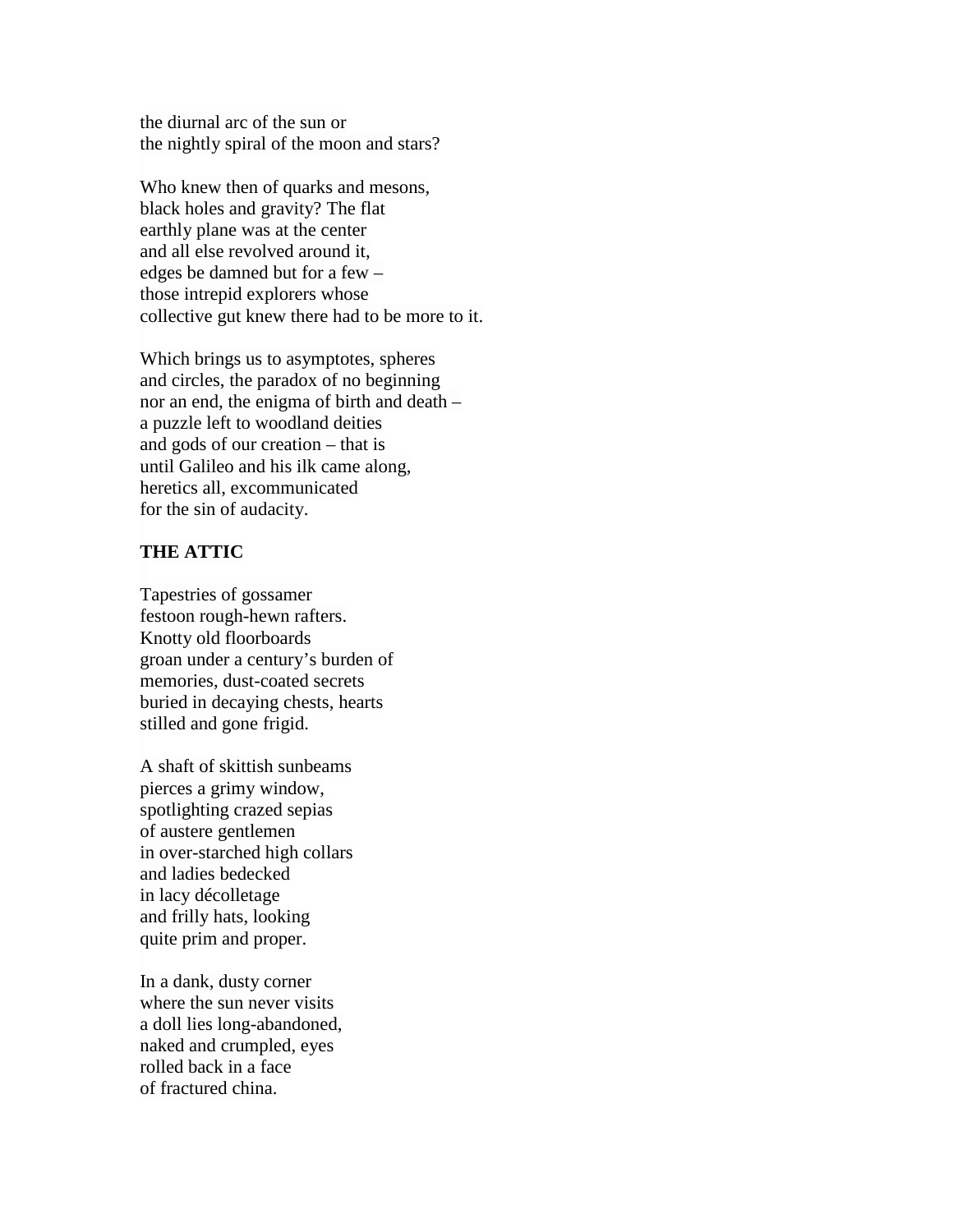the diurnal arc of the sun or
the nightly spiral of the moon and stars?

Who knew then of quarks and mesons,
black holes and gravity? The flat
earthly plane was at the center
and all else revolved around it,
edges be damned but for a few –
those intrepid explorers whose
collective gut knew there had to be more to it.

Which brings us to asymptotes, spheres
and circles, the paradox of no beginning
nor an end, the enigma of birth and death –
a puzzle left to woodland deities
and gods of our creation – that is
until Galileo and his ilk came along,
heretics all, excommunicated
for the sin of audacity.

**THE ATTIC**

Tapestries of gossamer
festoon rough-hewn rafters.
Knotty old floorboards
groan under a century's burden of
memories, dust-coated secrets
buried in decaying chests, hearts
stilled and gone frigid.

A shaft of skittish sunbeams
pierces a grimy window,
spotlighting crazed sepias
of austere gentlemen
in over-starched high collars
and ladies bedecked
in lacy décolletage
and frilly hats, looking
quite prim and proper.

In a dank, dusty corner
where the sun never visits
a doll lies long-abandoned,
naked and crumpled, eyes
rolled back in a face
of fractured china.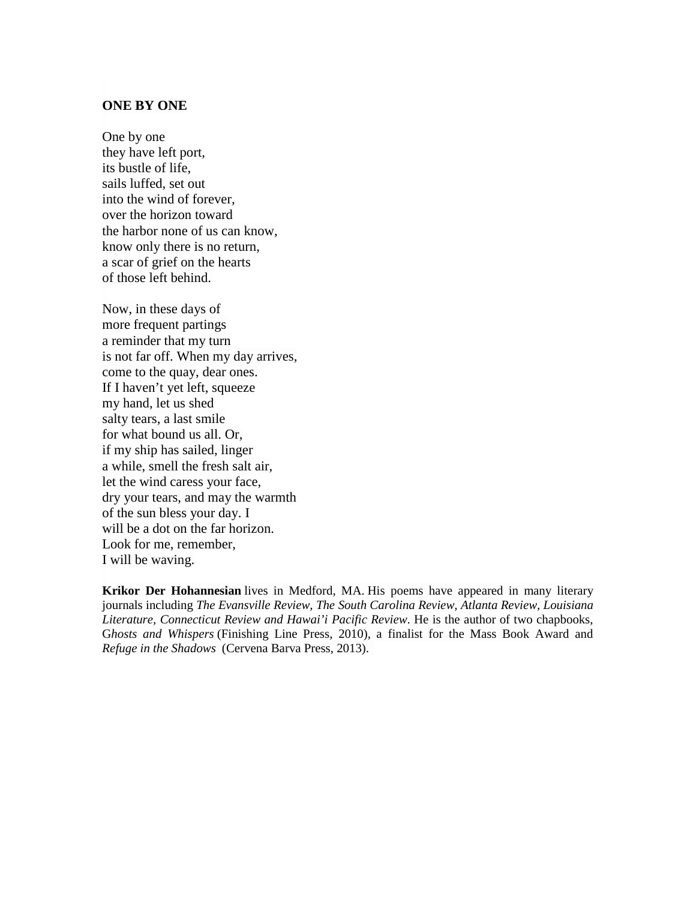**ONE BY ONE**

One by one  
they have left port,  
its bustle of life,  
sails luffed, set out  
into the wind of forever,  
over the horizon toward  
the harbor none of us can know,  
know only there is no return,  
a scar of grief on the hearts  
of those left behind.

Now, in these days of  
more frequent partings  
a reminder that my turn  
is not far off. When my day arrives,  
come to the quay, dear ones.  
If I haven't yet left, squeeze  
my hand, let us shed  
salty tears, a last smile  
for what bound us all. Or,  
if my ship has sailed, linger  
a while, smell the fresh salt air,  
let the wind caress your face,  
dry your tears, and may the warmth  
of the sun bless your day. I  
will be a dot on the far horizon.  
Look for me, remember,  
I will be waving.

**Krikor Der Hohannesian** lives in Medford, MA. His poems have appeared in many literary journals including *The Evansville Review, The South Carolina Review, Atlanta Review, Louisiana Literature, Connecticut Review and Hawai'i Pacific Review*. He is the author of two chapbooks, G*hosts and Whispers* (Finishing Line Press, 2010), a finalist for the Mass Book Award and *Refuge in the Shadows* (Cervena Barva Press, 2013).